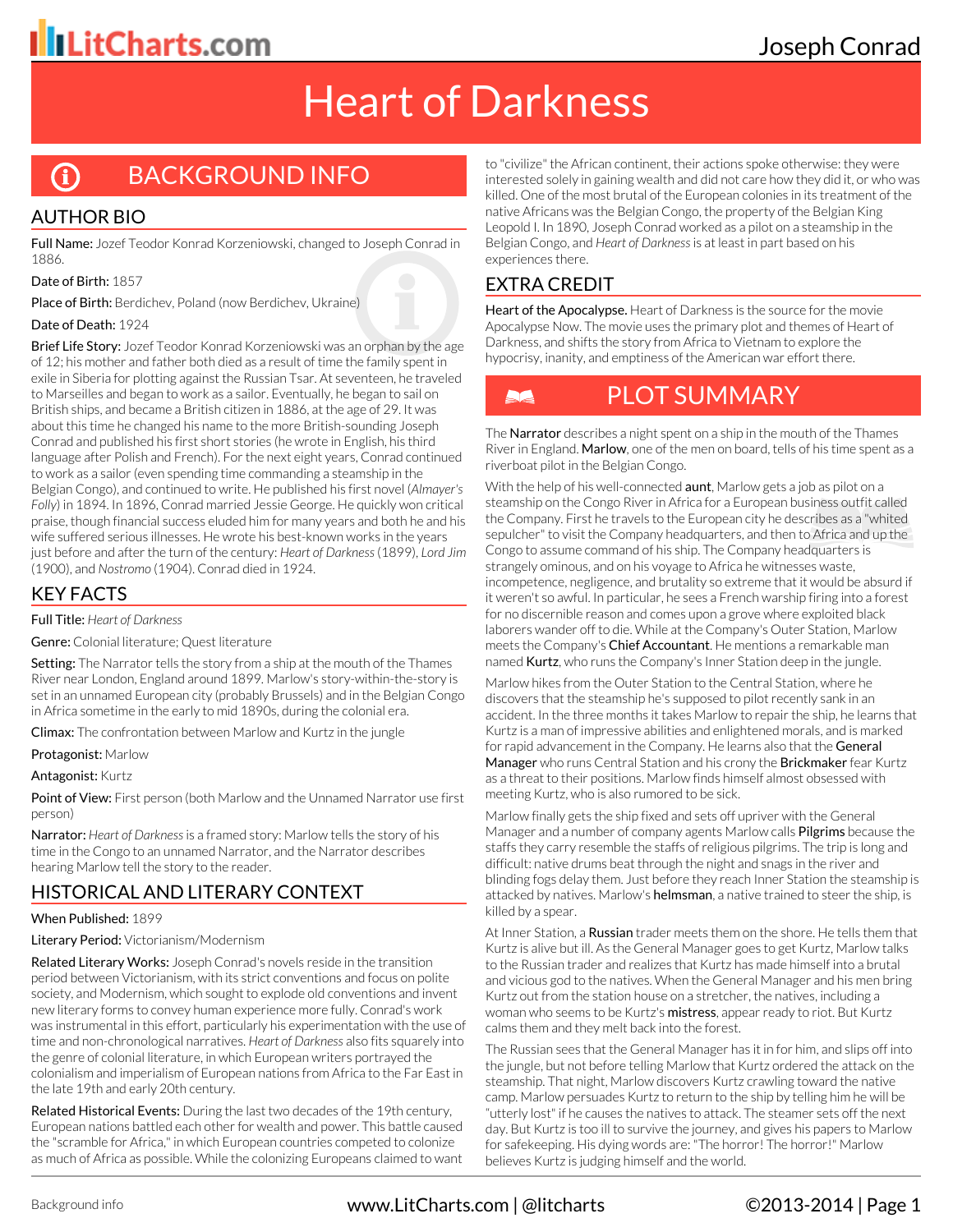# Heart of Darkness

Joseph Conrad

## BACKGROUND INFO

### AUTHOR BIO

**Full Name:** Jozef Teodor Konrad Korzeniowski, changed to Joseph Conrad in 1886.

**Date of Birth:** 1857

**Place of Birth:** Berdichev, Poland (now Berdichev, Ukraine)

**Date of Death:** 1924

**Brief Life Story:** Jozef Teodor Konrad Korzeniowski was an orphan by the age of 12; his mother and father both died as a result of time the family spent in exile in Siberia for plotting against the Russian Tsar. At seventeen, he traveled to Marseilles and began to work as a sailor. Eventually, he began to sail on British ships, and became a British citizen in 1886, at the age of 29. It was about this time he changed his name to the more British-sounding Joseph Conrad and published his first short stories (he wrote in English, his third language after Polish and French). For the next eight years, Conrad continued to work as a sailor (even spending time commanding a steamship in the Belgian Congo), and continued to write. He published his first novel (*Almayer's Folly*) in 1894. In 1896, Conrad married Jessie George. He quickly won critical praise, though financial success eluded him for many years and both he and his wife suffered serious illnesses. He wrote his best-known works in the years just before and after the turn of the century: *Heart of Darkness* (1899), *Lord Jim* (1900), and *Nostromo* (1904). Conrad died in 1924.

### KEY FACTS

**Full Title:** *Heart of Darkness*

**Genre:** Colonial literature; Quest literature

**Setting:** The Narrator tells the story from a ship at the mouth of the Thames River near London, England around 1899. Marlow's story-within-the-story is set in an unnamed European city (probably Brussels) and in the Belgian Congo in Africa sometime in the early to mid 1890s, during the colonial era.

**Climax:** The confrontation between Marlow and Kurtz in the jungle

**Protagonist:** Marlow

**Antagonist:** Kurtz

**Point of View:** First person (both Marlow and the Unnamed Narrator use first person)

**Narrator:** *Heart of Darkness* is a framed story: Marlow tells the story of his time in the Congo to an unnamed Narrator, and the Narrator describes hearing Marlow tell the story to the reader.

### HISTORICAL AND LITERARY CONTEXT

**When Published:** 1899

**Literary Period:** Victorianism/Modernism

**Related Literary Works:** Joseph Conrad's novels reside in the transition period between Victorianism, with its strict conventions and focus on polite society, and Modernism, which sought to explode old conventions and invent new literary forms to convey human experience more fully. Conrad's work was instrumental in this effort, particularly his experimentation with the use of time and non-chronological narratives. *Heart of Darkness* also fits squarely into the genre of colonial literature, in which European writers portrayed the colonialism and imperialism of European nations from Africa to the Far East in the late 19th and early 20th century.

**Related Historical Events:** During the last two decades of the 19th century, European nations battled each other for wealth and power. This battle caused the "scramble for Africa," in which European countries competed to colonize as much of Africa as possible. While the colonizing Europeans claimed to want to "civilize" the African continent, their actions spoke otherwise: they were interested solely in gaining wealth and did not care how they did it, or who was killed. One of the most brutal of the European colonies in its treatment of the native Africans was the Belgian Congo, the property of the Belgian King Leopold I. In 1890, Joseph Conrad worked as a pilot on a steamship in the Belgian Congo, and *Heart of Darkness* is at least in part based on his experiences there.

### EXTRA CREDIT

**Heart of the Apocalypse.** Heart of Darkness is the source for the movie Apocalypse Now. The movie uses the primary plot and themes of Heart of Darkness, and shifts the story from Africa to Vietnam to explore the hypocrisy, inanity, and emptiness of the American war effort there.

## PLOT SUMMARY

The **Narrator** describes a night spent on a ship in the mouth of the Thames River in England. **Marlow**, one of the men on board, tells of his time spent as a riverboat pilot in the Belgian Congo.

With the help of his well-connected **aunt**, Marlow gets a job as pilot on a steamship on the Congo River in Africa for a European business outfit called the Company. First he travels to the European city he describes as a "whited sepulcher" to visit the Company headquarters, and then to Africa and up the Congo to assume command of his ship. The Company headquarters is strangely ominous, and on his voyage to Africa he witnesses waste, incompetence, negligence, and brutality so extreme that it would be absurd if it weren't so awful. In particular, he sees a French warship firing into a forest for no discernible reason and comes upon a grove where exploited black laborers wander off to die. While at the Company's Outer Station, Marlow meets the Company's **Chief Accountant**. He mentions a remarkable man named **Kurtz**, who runs the Company's Inner Station deep in the jungle.

Marlow hikes from the Outer Station to the Central Station, where he discovers that the steamship he's supposed to pilot recently sank in an accident. In the three months it takes Marlow to repair the ship, he learns that Kurtz is a man of impressive abilities and enlightened morals, and is marked for rapid advancement in the Company. He learns also that the **General Manager** who runs Central Station and his crony the **Brickmaker** fear Kurtz as a threat to their positions. Marlow finds himself almost obsessed with meeting Kurtz, who is also rumored to be sick.

Marlow finally gets the ship fixed and sets off upriver with the General Manager and a number of company agents Marlow calls **Pilgrims** because the staffs they carry resemble the staffs of religious pilgrims. The trip is long and difficult: native drums beat through the night and snags in the river and blinding fogs delay them. Just before they reach Inner Station the steamship is attacked by natives. Marlow's **helmsman**, a native trained to steer the ship, is killed by a spear.

At Inner Station, a **Russian** trader meets them on the shore. He tells them that Kurtz is alive but ill. As the General Manager goes to get Kurtz, Marlow talks to the Russian trader and realizes that Kurtz has made himself into a brutal and vicious god to the natives. When the General Manager and his men bring Kurtz out from the station house on a stretcher, the natives, including a woman who seems to be Kurtz's **mistress**, appear ready to riot. But Kurtz calms them and they melt back into the forest.

The Russian sees that the General Manager has it in for him, and slips off into the jungle, but not before telling Marlow that Kurtz ordered the attack on the steamship. That night, Marlow discovers Kurtz crawling toward the native camp. Marlow persuades Kurtz to return to the ship by telling him he will be "utterly lost" if he causes the natives to attack. The steamer sets off the next day. But Kurtz is too ill to survive the journey, and gives his papers to Marlow for safekeeping. His dying words are: "The horror! The horror!" Marlow believes Kurtz is judging himself and the world.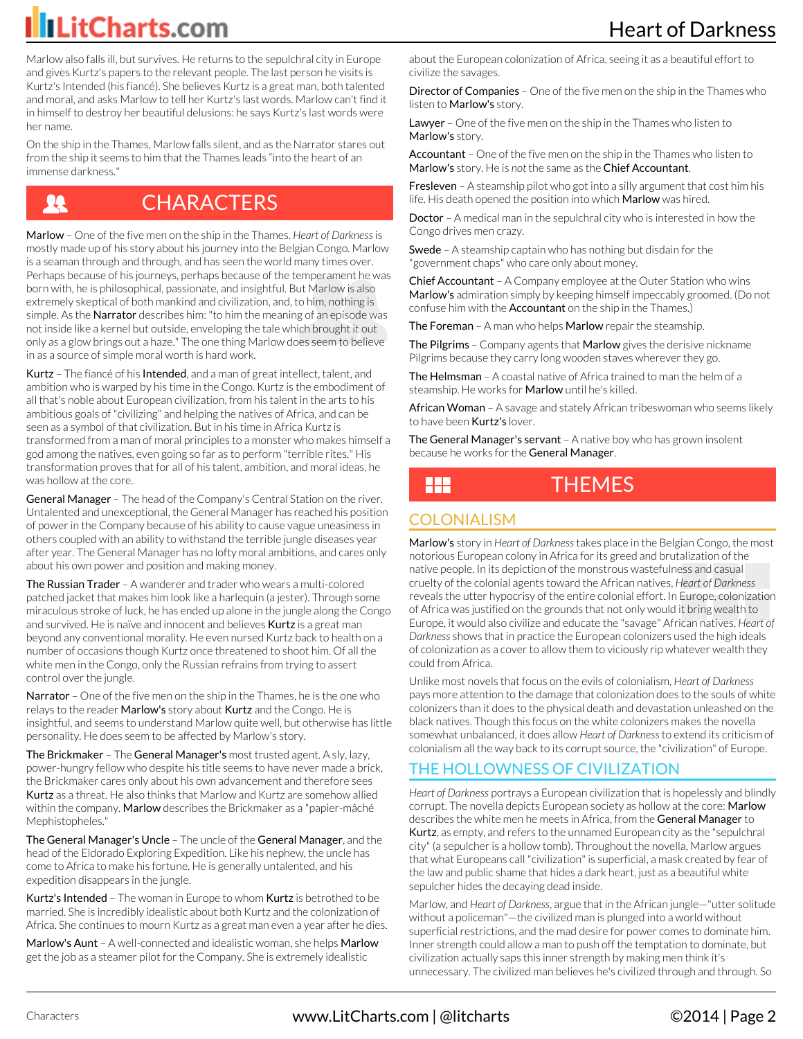Marlow also falls ill, but survives. He returns to the sepulchral city in Europe and gives Kurtz's papers to the relevant people. The last person he visits is Kurtz's Intended (his fiancé). She believes Kurtz is a great man, both talented and moral, and asks Marlow to tell her Kurtz's last words. Marlow can't find it in himself to destroy her beautiful delusions: he says Kurtz's last words were her name.

On the ship in the Thames, Marlow falls silent, and as the Narrator stares out from the ship it seems to him that the Thames leads "into the heart of an immense darkness."

## CHARACTERS

**Marlow** – One of the five men on the ship in the Thames. *Heart of Darkness* is mostly made up of his story about his journey into the Belgian Congo. Marlow is a seaman through and through, and has seen the world many times over. Perhaps because of his journeys, perhaps because of the temperament he was born with, he is philosophical, passionate, and insightful. But Marlow is also extremely skeptical of both mankind and civilization, and, to him, nothing is simple. As the **Narrator** describes him: "to him the meaning of an episode was not inside like a kernel but outside, enveloping the tale which brought it out only as a glow brings out a haze." The one thing Marlow does seem to believe in as a source of simple moral worth is hard work.

**Kurtz** – The fiancé of his **Intended**, and a man of great intellect, talent, and ambition who is warped by his time in the Congo. Kurtz is the embodiment of all that's noble about European civilization, from his talent in the arts to his ambitious goals of "civilizing" and helping the natives of Africa, and can be seen as a symbol of that civilization. But in his time in Africa Kurtz is transformed from a man of moral principles to a monster who makes himself a god among the natives, even going so far as to perform "terrible rites." His transformation proves that for all of his talent, ambition, and moral ideas, he was hollow at the core.

**General Manager** – The head of the Company's Central Station on the river. Untalented and unexceptional, the General Manager has reached his position of power in the Company because of his ability to cause vague uneasiness in others coupled with an ability to withstand the terrible jungle diseases year after year. The General Manager has no lofty moral ambitions, and cares only about his own power and position and making money.

**The Russian Trader** – A wanderer and trader who wears a multi-colored patched jacket that makes him look like a harlequin (a jester). Through some miraculous stroke of luck, he has ended up alone in the jungle along the Congo and survived. He is naïve and innocent and believes **Kurtz** is a great man beyond any conventional morality. He even nursed Kurtz back to health on a number of occasions though Kurtz once threatened to shoot him. Of all the white men in the Congo, only the Russian refrains from trying to assert control over the jungle.

**Narrator** – One of the five men on the ship in the Thames, he is the one who relays to the reader **Marlow's** story about **Kurtz** and the Congo. He is insightful, and seems to understand Marlow quite well, but otherwise has little personality. He does seem to be affected by Marlow's story.

**The Brickmaker** – The **General Manager's** most trusted agent. A sly, lazy, power-hungry fellow who despite his title seems to have never made a brick, the Brickmaker cares only about his own advancement and therefore sees **Kurtz** as a threat. He also thinks that Marlow and Kurtz are somehow allied within the company. **Marlow** describes the Brickmaker as a "papier-mâché Mephistopheles."

**The General Manager's Uncle** – The uncle of the **General Manager**, and the head of the Eldorado Exploring Expedition. Like his nephew, the uncle has come to Africa to make his fortune. He is generally untalented, and his expedition disappears in the jungle.

**Kurtz's Intended** – The woman in Europe to whom **Kurtz** is betrothed to be married. She is incredibly idealistic about both Kurtz and the colonization of Africa. She continues to mourn Kurtz as a great man even a year after he dies.

**Marlow's Aunt** – A well-connected and idealistic woman, she helps **Marlow** get the job as a steamer pilot for the Company. She is extremely idealistic about the European colonization of Africa, seeing it as a beautiful effort to civilize the savages.

**Director of Companies** – One of the five men on the ship in the Thames who listen to **Marlow's** story.

**Lawyer** – One of the five men on the ship in the Thames who listen to **Marlow's** story.

**Accountant** – One of the five men on the ship in the Thames who listen to **Marlow's** story. He is *not* the same as the **Chief Accountant**.

**Fresleven** – A steamship pilot who got into a silly argument that cost him his life. His death opened the position into which **Marlow** was hired.

**Doctor** – A medical man in the sepulchral city who is interested in how the Congo drives men crazy.

**Swede** – A steamship captain who has nothing but disdain for the "government chaps" who care only about money.

**Chief Accountant** – A Company employee at the Outer Station who wins **Marlow's** admiration simply by keeping himself impeccably groomed. (Do not confuse him with the **Accountant** on the ship in the Thames.)

**The Foreman** – A man who helps **Marlow** repair the steamship.

**The Pilgrims** – Company agents that **Marlow** gives the derisive nickname Pilgrims because they carry long wooden staves wherever they go.

**The Helmsman** – A coastal native of Africa trained to man the helm of a steamship. He works for **Marlow** until he's killed.

**African Woman** – A savage and stately African tribeswoman who seems likely to have been **Kurtz's** lover.

**The General Manager's servant** – A native boy who has grown insolent because he works for the **General Manager**.

## THEMES

### COLONIALISM

**Marlow's** story in *Heart of Darkness* takes place in the Belgian Congo, the most notorious European colony in Africa for its greed and brutalization of the native people. In its depiction of the monstrous wastefulness and casual cruelty of the colonial agents toward the African natives, *Heart of Darkness* reveals the utter hypocrisy of the entire colonial effort. In Europe, colonization of Africa was justified on the grounds that not only would it bring wealth to Europe, it would also civilize and educate the "savage" African natives. *Heart of Darkness* shows that in practice the European colonizers used the high ideals of colonization as a cover to allow them to viciously rip whatever wealth they could from Africa.

Unlike most novels that focus on the evils of colonialism, *Heart of Darkness* pays more attention to the damage that colonization does to the souls of white colonizers than it does to the physical death and devastation unleashed on the black natives. Though this focus on the white colonizers makes the novella somewhat unbalanced, it does allow *Heart of Darkness* to extend its criticism of colonialism all the way back to its corrupt source, the "civilization" of Europe.

### THE HOLLOWNESS OF CIVILIZATION

*Heart of Darkness* portrays a European civilization that is hopelessly and blindly corrupt. The novella depicts European society as hollow at the core: **Marlow** describes the white men he meets in Africa, from the **General Manager** to **Kurtz**, as empty, and refers to the unnamed European city as the "sepulchral city" (a sepulcher is a hollow tomb). Throughout the novella, Marlow argues that what Europeans call "civilization" is superficial, a mask created by fear of the law and public shame that hides a dark heart, just as a beautiful white sepulcher hides the decaying dead inside.

Marlow, and *Heart of Darkness*, argue that in the African jungle—"utter solitude without a policeman"—the civilized man is plunged into a world without superficial restrictions, and the mad desire for power comes to dominate him. Inner strength could allow a man to push off the temptation to dominate, but civilization actually saps this inner strength by making men think it's unnecessary. The civilized man believes he's civilized through and through. So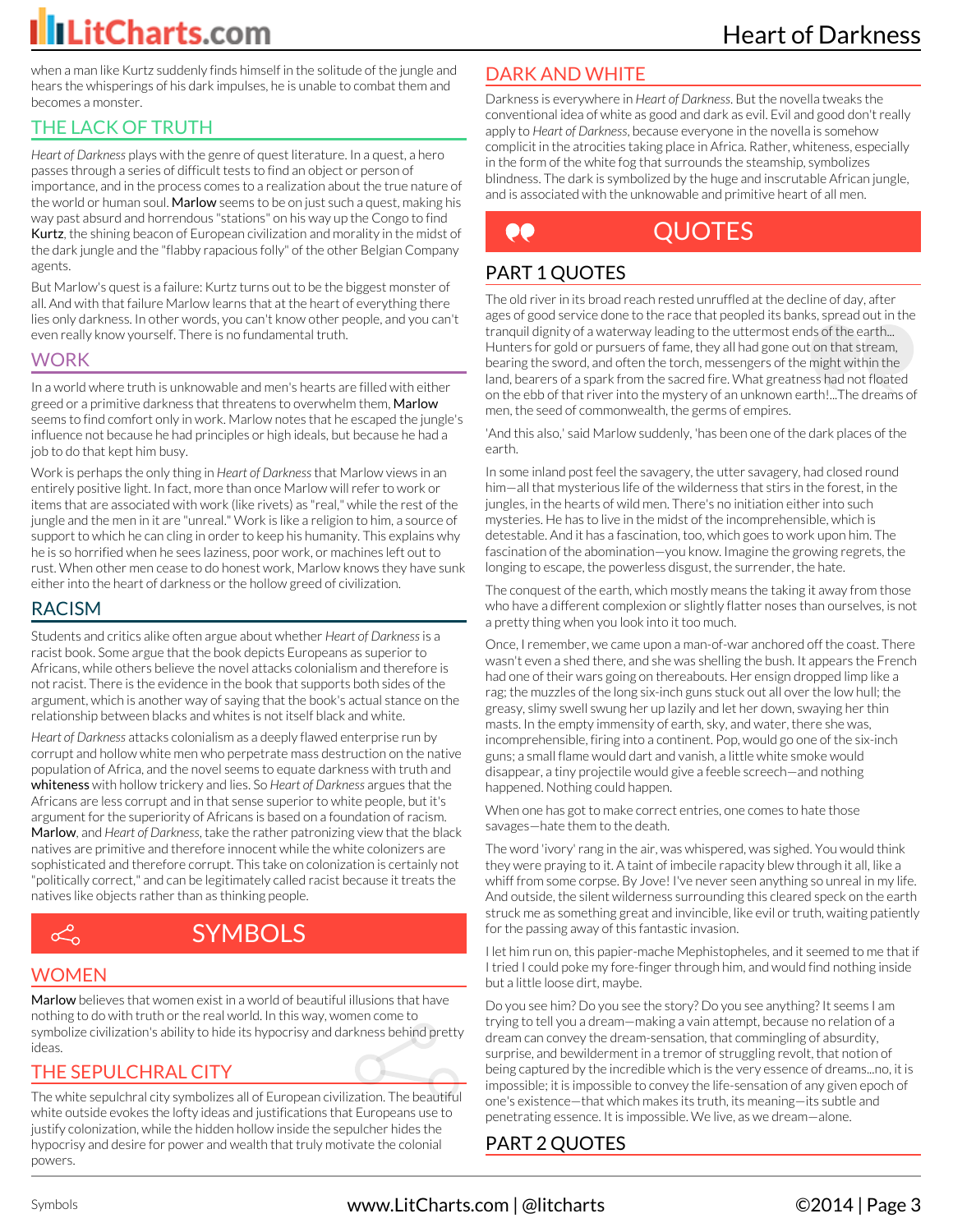when a man like Kurtz suddenly finds himself in the solitude of the jungle and hears the whisperings of his dark impulses, he is unable to combat them and becomes a monster.

## THE LACK OF TRUTH

*Heart of Darkness* plays with the genre of quest literature. In a quest, a hero passes through a series of difficult tests to find an object or person of importance, and in the process comes to a realization about the true nature of the world or human soul. **Marlow** seems to be on just such a quest, making his way past absurd and horrendous "stations" on his way up the Congo to find **Kurtz**, the shining beacon of European civilization and morality in the midst of the dark jungle and the "flabby rapacious folly" of the other Belgian Company agents.

But Marlow's quest is a failure: Kurtz turns out to be the biggest monster of all. And with that failure Marlow learns that at the heart of everything there lies only darkness. In other words, you can't know other people, and you can't even really know yourself. There is no fundamental truth.

## WORK

In a world where truth is unknowable and men's hearts are filled with either greed or a primitive darkness that threatens to overwhelm them, **Marlow** seems to find comfort only in work. Marlow notes that he escaped the jungle's influence not because he had principles or high ideals, but because he had a job to do that kept him busy.

Work is perhaps the only thing in *Heart of Darkness* that Marlow views in an entirely positive light. In fact, more than once Marlow will refer to work or items that are associated with work (like rivets) as "real," while the rest of the jungle and the men in it are "unreal." Work is like a religion to him, a source of support to which he can cling in order to keep his humanity. This explains why he is so horrified when he sees laziness, poor work, or machines left out to rust. When other men cease to do honest work, Marlow knows they have sunk either into the heart of darkness or the hollow greed of civilization.

## RACISM

Students and critics alike often argue about whether *Heart of Darkness* is a racist book. Some argue that the book depicts Europeans as superior to Africans, while others believe the novel attacks colonialism and therefore is not racist. There is the evidence in the book that supports both sides of the argument, which is another way of saying that the book's actual stance on the relationship between blacks and whites is not itself black and white.

*Heart of Darkness* attacks colonialism as a deeply flawed enterprise run by corrupt and hollow white men who perpetrate mass destruction on the native population of Africa, and the novel seems to equate darkness with truth and **whiteness** with hollow trickery and lies. So *Heart of Darkness* argues that the Africans are less corrupt and in that sense superior to white people, but it's argument for the superiority of Africans is based on a foundation of racism. **Marlow**, and *Heart of Darkness*, take the rather patronizing view that the black natives are primitive and therefore innocent while the white colonizers are sophisticated and therefore corrupt. This take on colonization is certainly not "politically correct," and can be legitimately called racist because it treats the natives like objects rather than as thinking people.

# SYMBOLS

## WOMEN

**Marlow** believes that women exist in a world of beautiful illusions that have nothing to do with truth or the real world. In this way, women come to symbolize civilization's ability to hide its hypocrisy and darkness behind pretty ideas.

## THE SEPULCHRAL CITY

The white sepulchral city symbolizes all of European civilization. The beautiful white outside evokes the lofty ideas and justifications that Europeans use to justify colonization, while the hidden hollow inside the sepulcher hides the hypocrisy and desire for power and wealth that truly motivate the colonial powers.

## DARK AND WHITE

Darkness is everywhere in *Heart of Darkness*. But the novella tweaks the conventional idea of white as good and dark as evil. Evil and good don't really apply to *Heart of Darkness*, because everyone in the novella is somehow complicit in the atrocities taking place in Africa. Rather, whiteness, especially in the form of the white fog that surrounds the steamship, symbolizes blindness. The dark is symbolized by the huge and inscrutable African jungle, and is associated with the unknowable and primitive heart of all men.

# QUOTES

## PART 1 QUOTES

The old river in its broad reach rested unruffled at the decline of day, after ages of good service done to the race that peopled its banks, spread out in the tranquil dignity of a waterway leading to the uttermost ends of the earth... Hunters for gold or pursuers of fame, they all had gone out on that stream, bearing the sword, and often the torch, messengers of the might within the land, bearers of a spark from the sacred fire. What greatness had not floated on the ebb of that river into the mystery of an unknown earth!...The dreams of men, the seed of commonwealth, the germs of empires.

'And this also,' said Marlow suddenly, 'has been one of the dark places of the earth.

In some inland post feel the savagery, the utter savagery, had closed round him—all that mysterious life of the wilderness that stirs in the forest, in the jungles, in the hearts of wild men. There's no initiation either into such mysteries. He has to live in the midst of the incomprehensible, which is detestable. And it has a fascination, too, which goes to work upon him. The fascination of the abomination—you know. Imagine the growing regrets, the longing to escape, the powerless disgust, the surrender, the hate.

The conquest of the earth, which mostly means the taking it away from those who have a different complexion or slightly flatter noses than ourselves, is not a pretty thing when you look into it too much.

Once, I remember, we came upon a man-of-war anchored off the coast. There wasn't even a shed there, and she was shelling the bush. It appears the French had one of their wars going on thereabouts. Her ensign dropped limp like a rag; the muzzles of the long six-inch guns stuck out all over the low hull; the greasy, slimy swell swung her up lazily and let her down, swaying her thin masts. In the empty immensity of earth, sky, and water, there she was, incomprehensible, firing into a continent. Pop, would go one of the six-inch guns; a small flame would dart and vanish, a little white smoke would disappear, a tiny projectile would give a feeble screech—and nothing happened. Nothing could happen.

When one has got to make correct entries, one comes to hate those savages—hate them to the death.

The word 'ivory' rang in the air, was whispered, was sighed. You would think they were praying to it. A taint of imbecile rapacity blew through it all, like a whiff from some corpse. By Jove! I've never seen anything so unreal in my life. And outside, the silent wilderness surrounding this cleared speck on the earth struck me as something great and invincible, like evil or truth, waiting patiently for the passing away of this fantastic invasion.

I let him run on, this papier-mache Mephistopheles, and it seemed to me that if I tried I could poke my fore-finger through him, and would find nothing inside but a little loose dirt, maybe.

Do you see him? Do you see the story? Do you see anything? It seems I am trying to tell you a dream—making a vain attempt, because no relation of a dream can convey the dream-sensation, that commingling of absurdity, surprise, and bewilderment in a tremor of struggling revolt, that notion of being captured by the incredible which is the very essence of dreams...no, it is impossible; it is impossible to convey the life-sensation of any given epoch of one's existence—that which makes its truth, its meaning—its subtle and penetrating essence. It is impossible. We live, as we dream—alone.

## PART 2 QUOTES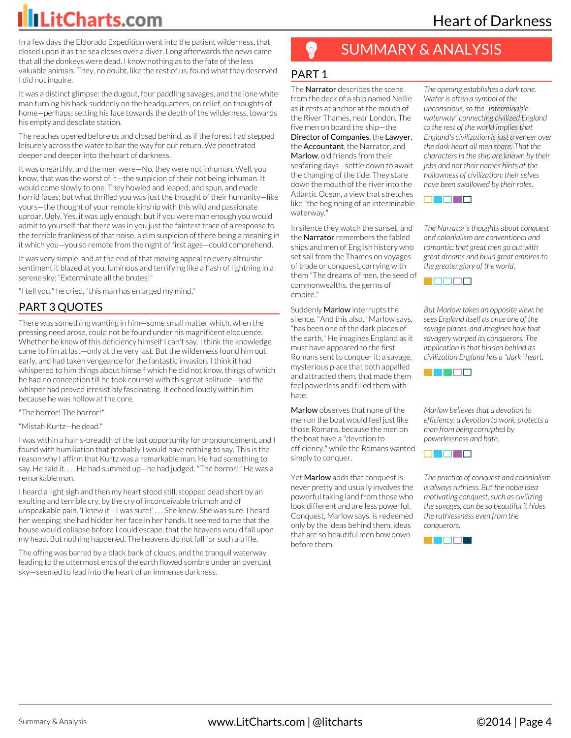In a few days the Eldorado Expedition went into the patient wilderness, that closed upon it as the sea closes over a diver. Long afterwards the news came that all the donkeys were dead. I know nothing as to the fate of the less valuable animals. They, no doubt, like the rest of us, found what they deserved. I did not inquire.

It was a distinct glimpse: the dugout, four paddling savages, and the lone white man turning his back suddenly on the headquarters, on relief, on thoughts of home—perhaps; setting his face towards the depth of the wilderness, towards his empty and desolate station.

The reaches opened before us and closed behind, as if the forest had stepped leisurely across the water to bar the way for our return. We penetrated deeper and deeper into the heart of darkness.

It was unearthly, and the men were—No, they were not inhuman. Well, you know, that was the worst of it—the suspicion of their not being inhuman. It would come slowly to one. They howled and leaped, and spun, and made horrid faces; but what thrilled you was just the thought of their humanity—like yours—the thought of your remote kinship with this wild and passionate uproar. Ugly. Yes, it was ugly enough; but if you were man enough you would admit to yourself that there was in you just the faintest trace of a response to the terrible frankness of that noise, a dim suspicion of there being a meaning in it which you—you so remote from the night of first ages—could comprehend.

It was very simple, and at the end of that moving appeal to every altruistic sentiment it blazed at you, luminous and terrifying like a flash of lightning in a serene sky: "Exterminate all the brutes!"

"I tell you," he cried, "this man has enlarged my mind."

## PART 3 QUOTES

There was something wanting in him—some small matter which, when the pressing need arose, could not be found under his magnificent eloquence. Whether he knew of this deficiency himself I can't say. I think the knowledge came to him at last—only at the very last. But the wilderness found him out early, and had taken vengeance for the fantastic invasion. I think it had whispered to him things about himself which he did not know, things of which he had no conception till he took counsel with this great solitude—and the whisper had proved irresistibly fascinating. It echoed loudly within him because he was hollow at the core.

"The horror! The horror!"

"Mistah Kurtz—he dead."

I was within a hair's-breadth of the last opportunity for pronouncement, and I found with humiliation that probably I would have nothing to say. This is the reason why I affirm that Kurtz was a remarkable man. He had something to say. He said it. . . . He had summed up—he had judged. "The horror!" He was a remarkable man.

I heard a light sigh and then my heart stood still, stopped dead short by an exulting and terrible cry, by the cry of inconceivable triumph and of unspeakable pain. 'I knew it—I was sure!' . . . She knew. She was sure. I heard her weeping; she had hidden her face in her hands. It seemed to me that the house would collapse before I could escape, that the heavens would fall upon my head. But nothing happened. The heavens do not fall for such a trifle.

The offing was barred by a black bank of clouds, and the tranquil waterway leading to the uttermost ends of the earth flowed sombre under an overcast sky—seemed to lead into the heart of an immense darkness.

# SUMMARY & ANALYSIS

## PART 1

The **Narrator** describes the scene from the deck of a ship named Nellie as it rests at anchor at the mouth of the River Thames, near London. The five men on board the ship—the **Director of Companies**, the **Lawyer**, the **Accountant**, the Narrator, and **Marlow**, old friends from their seafaring days—settle down to await the changing of the tide. They stare down the mouth of the river into the Atlantic Ocean, a view that stretches like "the beginning of an interminable waterway."

*The opening establishes a dark tone. Water is often a symbol of the unconscious, so the "interminable waterway" connecting civilized England to the rest of the world implies that England's civilization is just a veneer over the dark heart all men share. That the characters in the ship are known by their jobs and not their names hints at the hollowness of civilization: their selves have been swallowed by their roles.*

In silence they watch the sunset, and the **Narrator** remembers the fabled ships and men of English history who set sail from the Thames on voyages of trade or conquest, carrying with them "The dreams of men, the seed of commonwealths, the germs of empire."

*The Narrator's thoughts about conquest and colonialism are conventional and romantic: that great men go out with great dreams and build great empires to the greater glory of the world.*

Suddenly **Marlow** interrupts the silence. "And this also," Marlow says, "has been one of the dark places of the earth." He imagines England as it must have appeared to the first Romans sent to conquer it: a savage, mysterious place that both appalled and attracted them, that made them feel powerless and filled them with hate.

*But Marlow takes an opposite view: he sees England itself as once one of the savage places, and imagines how that savagery warped its conquerors. The implication is that hidden behind its civilization England has a "dark" heart.*

**Marlow** observes that none of the men on the boat would feel just like those Romans, because the men on the boat have a "devotion to efficiency," while the Romans wanted simply to conquer.

*Marlow believes that a devotion to efficiency, a devotion to work, protects a man from being corrupted by powerlessness and hate.*

Yet **Marlow** adds that conquest is never pretty and usually involves the powerful taking land from those who look different and are less powerful. Conquest, Marlow says, is redeemed only by the ideas behind them, ideas that are so beautiful men bow down before them.

*The practice of conquest and colonialism is always ruthless. But the noble idea motivating conquest, such as civilizing the savages, can be so beautiful it hides the ruthlessness even from the conquerors.*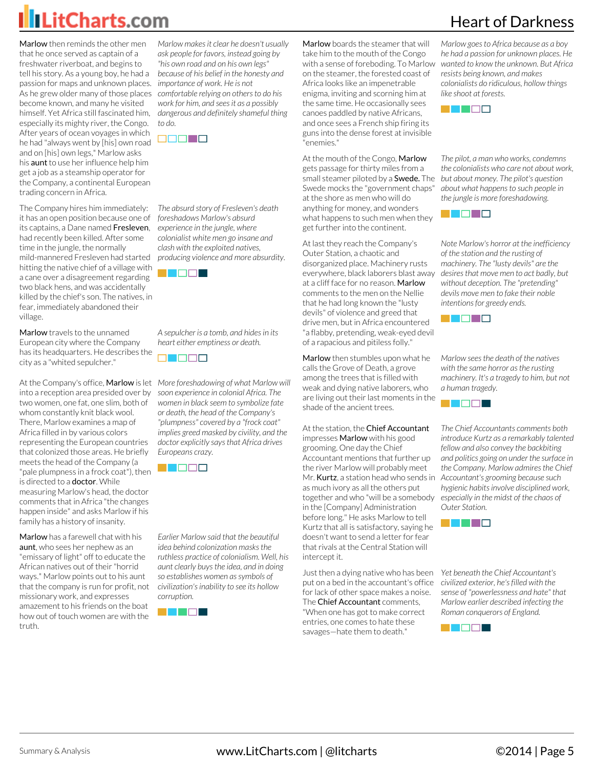**Marlow** then reminds the other men that he once served as captain of a freshwater riverboat, and begins to tell his story. As a young boy, he had a passion for maps and unknown places. As he grew older many of those places become known, and many he visited himself. Yet Africa still fascinated him, especially its mighty river, the Congo. After years of ocean voyages in which he had "always went by [his] own road and on [his] own legs," Marlow asks his **aunt** to use her influence help him get a job as a steamship operator for the Company, a continental European trading concern in Africa.

*Marlow makes it clear he doesn't usually ask people for favors, instead going by "his own road and on his own legs" because of his belief in the honesty and importance of work. He is not comfortable relying on others to do his work for him, and sees it as a possibly dangerous and definitely shameful thing to do.*

The Company hires him immediately: it has an open position because one of its captains, a Dane named **Fresleven**, had recently been killed. After some time in the jungle, the normally mild-mannered Fresleven had started hitting the native chief of a village with a cane over a disagreement regarding two black hens, and was accidentally killed by the chief's son. The natives, in fear, immediately abandoned their village.

*The absurd story of Fresleven's death foreshadows Marlow's absurd experience in the jungle, where colonialist white men go insane and clash with the exploited natives, producing violence and more absurdity.*

**Marlow** travels to the unnamed European city where the Company has its headquarters. He describes the city as a "whited sepulcher."

*A sepulcher is a tomb, and hides in its heart either emptiness or death.*

At the Company's office, **Marlow** is let into a reception area presided over by two women, one fat, one slim, both of whom constantly knit black wool. There, Marlow examines a map of Africa filled in by various colors representing the European countries that colonized those areas. He briefly meets the head of the Company (a "pale plumpness in a frock coat"), then is directed to a **doctor**. While measuring Marlow's head, the doctor comments that in Africa "the changes happen inside" and asks Marlow if his family has a history of insanity.

*More foreshadowing of what Marlow will soon experience in colonial Africa. The women in black seem to symbolize fate or death, the head of the Company's "plumpness" covered by a "frock coat" implies greed masked by civility, and the doctor explicitly says that Africa drives Europeans crazy.*

**Marlow** has a farewell chat with his **aunt**, who sees her nephew as an "emissary of light" off to educate the African natives out of their "horrid ways." Marlow points out to his aunt that the company is run for profit, not missionary work, and expresses amazement to his friends on the boat how out of touch women are with the truth.

*Earlier Marlow said that the beautiful idea behind colonization masks the ruthless practice of colonialism. Well, his aunt clearly buys the idea, and in doing so establishes women as symbols of civilization's inability to see its hollow corruption.*

**Marlow** boards the steamer that will take him to the mouth of the Congo with a sense of foreboding. To Marlow on the steamer, the forested coast of Africa looks like an impenetrable enigma, inviting and scorning him at the same time. He occasionally sees canoes paddled by native Africans, and once sees a French ship firing its guns into the dense forest at invisible "enemies."

*Marlow goes to Africa because as a boy he had a passion for unknown places. He wanted to know the unknown. But Africa resists being known, and makes colonialists do ridiculous, hollow things like shoot at forests.*

At the mouth of the Congo, **Marlow** gets passage for thirty miles from a small steamer piloted by a **Swede**. The Swede mocks the "government chaps" at the shore as men who will do anything for money, and wonders what happens to such men when they get further into the continent.

*The pilot, a man who works, condemns the colonialists who care not about work, but about money. The pilot's question about what happens to such people in the jungle is more foreshadowing.*

At last they reach the Company's Outer Station, a chaotic and disorganized place. Machinery rusts everywhere, black laborers blast away at a cliff face for no reason. **Marlow** comments to the men on the Nellie that he had long known the "lusty devils" of violence and greed that drive men, but in Africa encountered "a flabby, pretending, weak-eyed devil of a rapacious and pitiless folly."

*Note Marlow's horror at the inefficiency of the station and the rusting of machinery. The "lusty devils" are the desires that move men to act badly, but without deception. The "pretending" devils move men to fake their noble intentions for greedy ends.*

**Marlow** then stumbles upon what he calls the Grove of Death, a grove among the trees that is filled with weak and dying native laborers, who are living out their last moments in the shade of the ancient trees.

*Marlow sees the death of the natives with the same horror as the rusting machinery. It's a tragedy to him, but not a human tragedy.*

At the station, the **Chief Accountant** impresses **Marlow** with his good grooming. One day the Chief Accountant mentions that further up the river Marlow will probably meet Mr. **Kurtz**, a station head who sends in as much ivory as all the others put together and who "will be a somebody in the [Company] Administration before long." He asks Marlow to tell Kurtz that all is satisfactory, saying he doesn't want to send a letter for fear that rivals at the Central Station will intercept it.

*The Chief Accountants comments both introduce Kurtz as a remarkably talented fellow and also convey the backbiting and politics going on under the surface in the Company. Marlow admires the Chief Accountant's grooming because such hygienic habits involve disciplined work, especially in the midst of the chaos of Outer Station.*

Just then a dying native who has been put on a bed in the accountant's office for lack of other space makes a noise. The **Chief Accountant** comments, "When one has got to make correct entries, one comes to hate these savages—hate them to death."

*Yet beneath the Chief Accountant's civilized exterior, he's filled with the sense of "powerlessness and hate" that Marlow earlier described infecting the Roman conquerors of England.*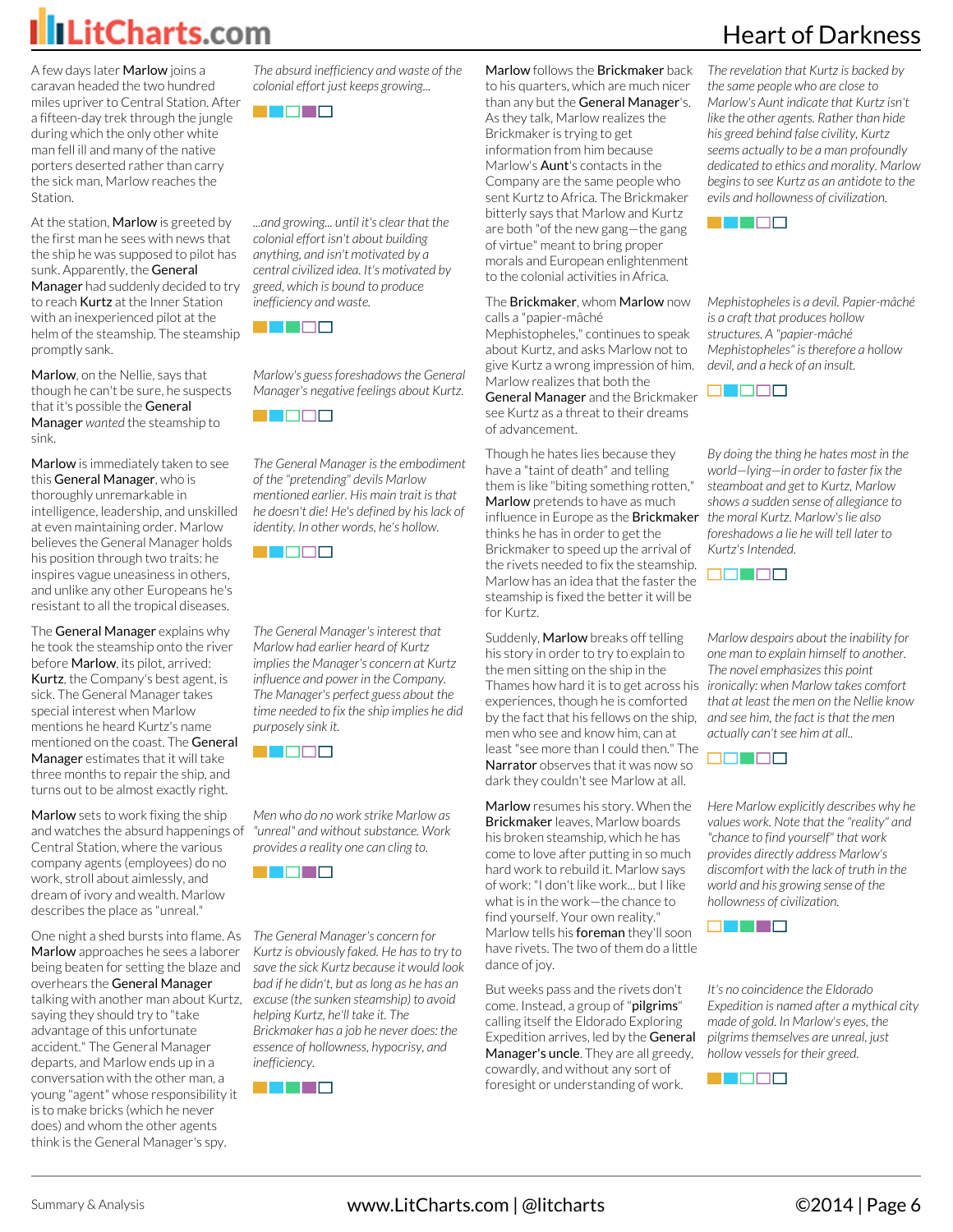A few days later **Marlow** joins a caravan headed the two hundred miles upriver to Central Station. After a fifteen-day trek through the jungle during which the only other white man fell ill and many of the native porters deserted rather than carry the sick man, Marlow reaches the Station.

*The absurd inefficiency and waste of the colonial effort just keeps growing...*

At the station, **Marlow** is greeted by the first man he sees with news that the ship he was supposed to pilot has sunk. Apparently, the **General Manager** had suddenly decided to try to reach **Kurtz** at the Inner Station with an inexperienced pilot at the helm of the steamship. The steamship promptly sank.

*...and growing... until it's clear that the colonial effort isn't about building anything, and isn't motivated by a central civilized idea. It's motivated by greed, which is bound to produce inefficiency and waste.*

**Marlow**, on the Nellie, says that though he can't be sure, he suspects that it's possible the **General Manager** *wanted* the steamship to sink.

*Marlow's guess foreshadows the General Manager's negative feelings about Kurtz.*

**Marlow** is immediately taken to see this **General Manager**, who is thoroughly unremarkable in intelligence, leadership, and unskilled at even maintaining order. Marlow believes the General Manager holds his position through two traits: he inspires vague uneasiness in others, and unlike any other Europeans he's resistant to all the tropical diseases.

*The General Manager is the embodiment of the "pretending" devils Marlow mentioned earlier. His main trait is that he doesn't die! He's defined by his lack of identity. In other words, he's hollow.*

The **General Manager** explains why he took the steamship onto the river before **Marlow**, its pilot, arrived: **Kurtz**, the Company's best agent, is sick. The General Manager takes special interest when Marlow mentions he heard Kurtz's name mentioned on the coast. The **General Manager** estimates that it will take three months to repair the ship, and turns out to be almost exactly right.

*The General Manager's interest that Marlow had earlier heard of Kurtz implies the Manager's concern at Kurtz influence and power in the Company. The Manager's perfect guess about the time needed to fix the ship implies he did purposely sink it.*

**Marlow** sets to work fixing the ship and watches the absurd happenings of Central Station, where the various company agents (employees) do no work, stroll about aimlessly, and dream of ivory and wealth. Marlow describes the place as "unreal."

*Men who do no work strike Marlow as "unreal" and without substance. Work provides a reality one can cling to.*

One night a shed bursts into flame. As **Marlow** approaches he sees a laborer being beaten for setting the blaze and overhears the **General Manager** talking with another man about Kurtz, saying they should try to "take advantage of this unfortunate accident." The General Manager departs, and Marlow ends up in a conversation with the other man, a young "agent" whose responsibility it is to make bricks (which he never does) and whom the other agents think is the General Manager's spy.

*The General Manager's concern for Kurtz is obviously faked. He has to try to save the sick Kurtz because it would look bad if he didn't, but as long as he has an excuse (the sunken steamship) to avoid helping Kurtz, he'll take it. The Brickmaker has a job he never does: the essence of hollowness, hypocrisy, and inefficiency.*

**Marlow** follows the **Brickmaker** back to his quarters, which are much nicer than any but the **General Manager**'s. As they talk, Marlow realizes the Brickmaker is trying to get information from him because Marlow's **Aunt**'s contacts in the Company are the same people who sent Kurtz to Africa. The Brickmaker bitterly says that Marlow and Kurtz are both "of the new gang—the gang of virtue" meant to bring proper morals and European enlightenment to the colonial activities in Africa.

*The revelation that Kurtz is backed by the same people who are close to Marlow's Aunt indicate that Kurtz isn't like the other agents. Rather than hide his greed behind false civility, Kurtz seems actually to be a man profoundly dedicated to ethics and morality. Marlow begins to see Kurtz as an antidote to the evils and hollowness of civilization.*

The **Brickmaker**, whom **Marlow** now calls a "papier-mâché Mephistopheles," continues to speak about Kurtz, and asks Marlow not to give Kurtz a wrong impression of him. Marlow realizes that both the **General Manager** and the Brickmaker see Kurtz as a threat to their dreams of advancement.

*Mephistopheles is a devil. Papier-mâché is a craft that produces hollow structures. A "papier-mâché Mephistopheles" is therefore a hollow devil, and a heck of an insult.*

Though he hates lies because they have a "taint of death" and telling them is like "biting something rotten," **Marlow** pretends to have as much influence in Europe as the **Brickmaker** thinks he has in order to get the Brickmaker to speed up the arrival of the rivets needed to fix the steamship. Marlow has an idea that the faster the steamship is fixed the better it will be for Kurtz.

*By doing the thing he hates most in the world—lying—in order to faster fix the steamboat and get to Kurtz, Marlow shows a sudden sense of allegiance to the moral Kurtz. Marlow's lie also foreshadows a lie he will tell later to Kurtz's Intended.*

Suddenly, **Marlow** breaks off telling his story in order to try to explain to the men sitting on the ship in the Thames how hard it is to get across his experiences, though he is comforted by the fact that his fellows on the ship, men who see and know him, can at least "see more than I could then." The **Narrator** observes that it was now so dark they couldn't see Marlow at all.

*Marlow despairs about the inability for one man to explain himself to another. The novel emphasizes this point ironically: when Marlow takes comfort that at least the men on the Nellie know and see him, the fact is that the men actually can't see him at all..*

**Marlow** resumes his story. When the **Brickmaker** leaves, Marlow boards his broken steamship, which he has come to love after putting in so much hard work to rebuild it. Marlow says of work: "I don't like work... but I like what is in the work—the chance to find yourself. Your own reality." Marlow tells his **foreman** they'll soon have rivets. The two of them do a little dance of joy.

*Here Marlow explicitly describes why he values work. Note that the "reality" and "chance to find yourself" that work provides directly address Marlow's discomfort with the lack of truth in the world and his growing sense of the hollowness of civilization.*

But weeks pass and the rivets don't come. Instead, a group of "**pilgrims**" calling itself the Eldorado Exploring Expedition arrives, led by the **General Manager's uncle**. They are all greedy, cowardly, and without any sort of foresight or understanding of work.

*It's no coincidence the Eldorado Expedition is named after a mythical city made of gold. In Marlow's eyes, the pilgrims themselves are unreal, just hollow vessels for their greed.*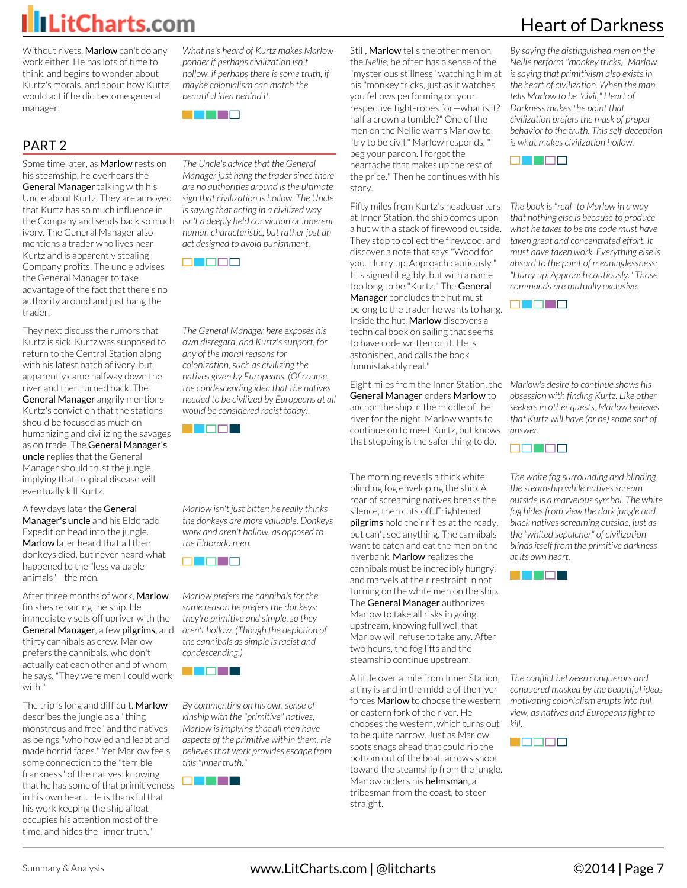Without rivets, **Marlow** can't do any work either. He has lots of time to think, and begins to wonder about Kurtz's morals, and about how Kurtz would act if he did become general manager.

*What he's heard of Kurtz makes Marlow ponder if perhaps civilization isn't hollow, if perhaps there is some truth, if maybe colonialism can match the beautiful idea behind it.*

## PART 2

Some time later, as **Marlow** rests on his steamship, he overhears the **General Manager** talking with his Uncle about Kurtz. They are annoyed that Kurtz has so much influence in the Company and sends back so much ivory. The General Manager also mentions a trader who lives near Kurtz and is apparently stealing Company profits. The uncle advises the General Manager to take advantage of the fact that there's no authority around and just hang the trader.

*The Uncle's advice that the General Manager just hang the trader since there are no authorities around is the ultimate sign that civilization is hollow. The Uncle is saying that acting in a civilized way isn't a deeply held conviction or inherent human characteristic, but rather just an act designed to avoid punishment.*

They next discuss the rumors that Kurtz is sick. Kurtz was supposed to return to the Central Station along with his latest batch of ivory, but apparently came halfway down the river and then turned back. The **General Manager** angrily mentions Kurtz's conviction that the stations should be focused as much on humanizing and civilizing the savages as on trade. The **General Manager's uncle** replies that the General Manager should trust the jungle, implying that tropical disease will eventually kill Kurtz.

*The General Manager here exposes his own disregard, and Kurtz's support, for any of the moral reasons for colonization, such as civilizing the natives given by Europeans. (Of course, the condescending idea that the natives needed to be civilized by Europeans at all would be considered racist today).*

A few days later the **General Manager's uncle** and his Eldorado Expedition head into the jungle. **Marlow** later heard that all their donkeys died, but never heard what happened to the "less valuable animals"—the men.

*Marlow isn't just bitter: he really thinks the donkeys are more valuable. Donkeys work and aren't hollow, as opposed to the Eldorado men.*

After three months of work, **Marlow** finishes repairing the ship. He immediately sets off upriver with the **General Manager**, a few **pilgrims**, and thirty cannibals as crew. Marlow prefers the cannibals, who don't actually eat each other and of whom he says, "They were men I could work with."

*Marlow prefers the cannibals for the same reason he prefers the donkeys: they're primitive and simple, so they aren't hollow. (Though the depiction of the cannibals as simple is racist and condescending.)*

The trip is long and difficult. **Marlow** describes the jungle as a "thing monstrous and free" and the natives as beings "who howled and leapt and made horrid faces." Yet Marlow feels some connection to the "terrible frankness" of the natives, knowing that he has some of that primitiveness in his own heart. He is thankful that his work keeping the ship afloat occupies his attention most of the time, and hides the "inner truth."

*By commenting on his own sense of kinship with the "primitive" natives, Marlow is implying that all men have aspects of the primitive within them. He believes that work provides escape from this "inner truth."*

Still, **Marlow** tells the other men on the *Nellie*, he often has a sense of the "mysterious stillness" watching him at his "monkey tricks, just as it watches you fellows performing on your respective tight-ropes for—what is it? half a crown a tumble?" One of the men on the Nellie warns Marlow to "try to be civil." Marlow responds, "I beg your pardon. I forgot the heartache that makes up the rest of the price." Then he continues with his story.

*By saying the distinguished men on the Nellie perform "monkey tricks," Marlow is saying that primitivism also exists in the heart of civilization. When the man tells Marlow to be "civil," Heart of Darkness makes the point that civilization prefers the mask of proper behavior to the truth. This self-deception is what makes civilization hollow.*

Fifty miles from Kurtz's headquarters at Inner Station, the ship comes upon a hut with a stack of firewood outside. They stop to collect the firewood, and discover a note that says "Wood for you. Hurry up. Approach cautiously." It is signed illegibly, but with a name too long to be "Kurtz." The **General Manager** concludes the hut must belong to the trader he wants to hang. Inside the hut, **Marlow** discovers a technical book on sailing that seems to have code written on it. He is astonished, and calls the book "unmistakably real."

*The book is "real" to Marlow in a way that nothing else is because to produce what he takes to be the code must have taken great and concentrated effort. It must have taken work. Everything else is absurd to the point of meaninglessness: "Hurry up. Approach cautiously." Those commands are mutually exclusive.*

Eight miles from the Inner Station, the **General Manager** orders **Marlow** to anchor the ship in the middle of the river for the night. Marlow wants to continue on to meet Kurtz, but knows that stopping is the safer thing to do.

*Marlow's desire to continue shows his obsession with finding Kurtz. Like other seekers in other quests, Marlow believes that Kurtz will have (or be) some sort of answer.*

The morning reveals a thick white blinding fog enveloping the ship. A roar of screaming natives breaks the silence, then cuts off. Frightened **pilgrims** hold their rifles at the ready, but can't see anything. The cannibals want to catch and eat the men on the riverbank. **Marlow** realizes the cannibals must be incredibly hungry, and marvels at their restraint in not turning on the white men on the ship. The **General Manager** authorizes Marlow to take all risks in going upstream, knowing full well that Marlow will refuse to take any. After two hours, the fog lifts and the steamship continue upstream.

*The white fog surrounding and blinding the steamship while natives scream outside is a marvelous symbol. The white fog hides from view the dark jungle and black natives screaming outside, just as the "whited sepulcher" of civilization blinds itself from the primitive darkness at its own heart.*

A little over a mile from Inner Station, a tiny island in the middle of the river forces **Marlow** to choose the western or eastern fork of the river. He chooses the western, which turns out to be quite narrow. Just as Marlow spots snags ahead that could rip the bottom out of the boat, arrows shoot toward the steamship from the jungle. Marlow orders his **helmsman**, a tribesman from the coast, to steer straight.

*The conflict between conquerors and conquered masked by the beautiful ideas motivating colonialism erupts into full view, as natives and Europeans fight to kill.*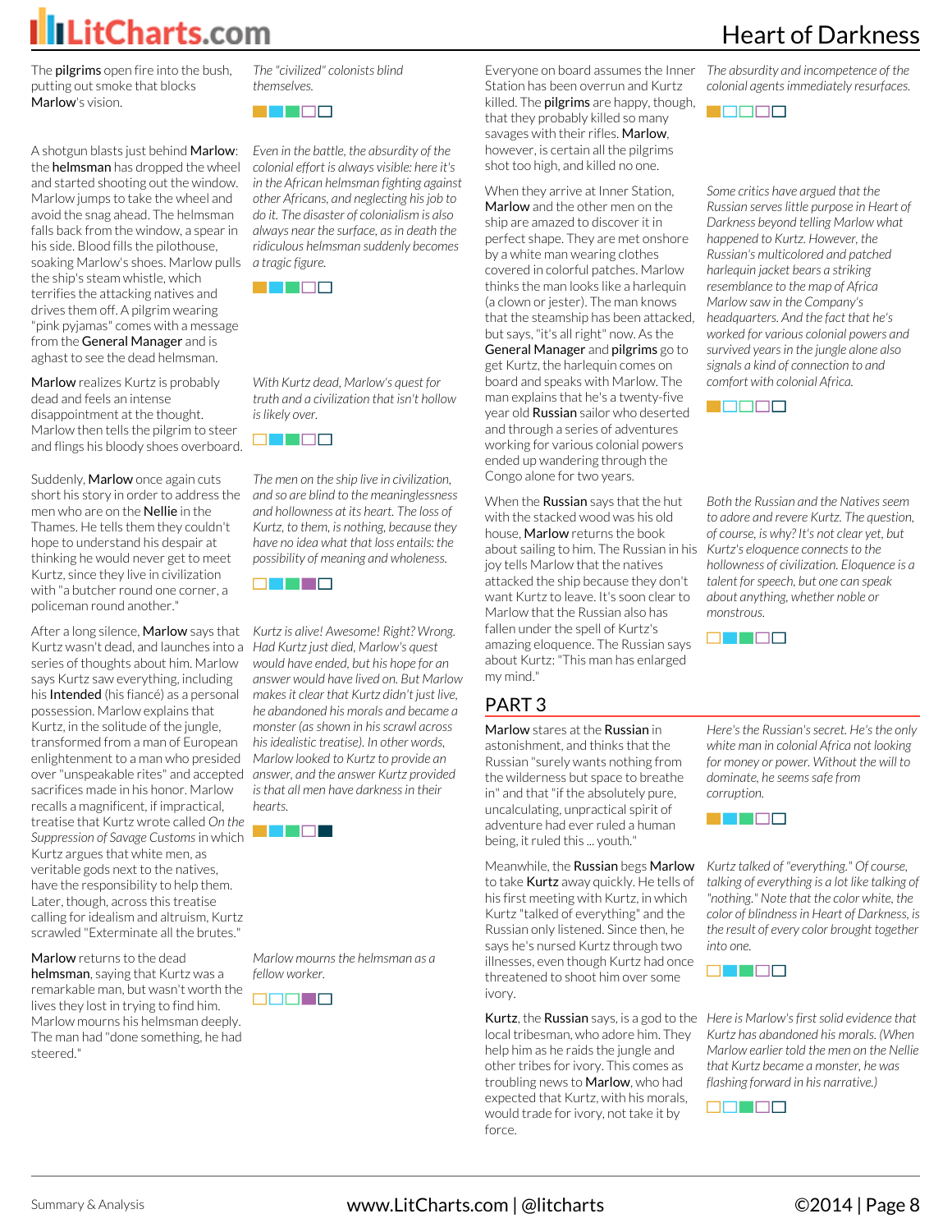The **pilgrims** open fire into the bush, putting out smoke that blocks **Marlow**'s vision.

*The "civilized" colonists blind themselves.*

A shotgun blasts just behind **Marlow**: the **helmsman** has dropped the wheel and started shooting out the window. Marlow jumps to take the wheel and avoid the snag ahead. The helmsman falls back from the window, a spear in his side. Blood fills the pilothouse, soaking Marlow's shoes. Marlow pulls the ship's steam whistle, which terrifies the attacking natives and drives them off. A pilgrim wearing "pink pyjamas" comes with a message from the **General Manager** and is aghast to see the dead helmsman.

*Even in the battle, the absurdity of the colonial effort is always visible: here it's in the African helmsman fighting against other Africans, and neglecting his job to do it. The disaster of colonialism is also always near the surface, as in death the ridiculous helmsman suddenly becomes a tragic figure.*

**Marlow** realizes Kurtz is probably dead and feels an intense disappointment at the thought. Marlow then tells the pilgrim to steer and flings his bloody shoes overboard.

*With Kurtz dead, Marlow's quest for truth and a civilization that isn't hollow is likely over.*

Suddenly, **Marlow** once again cuts short his story in order to address the men who are on the **Nellie** in the Thames. He tells them they couldn't hope to understand his despair at thinking he would never get to meet Kurtz, since they live in civilization with "a butcher round one corner, a policeman round another."

*The men on the ship live in civilization, and so are blind to the meaninglessness and hollowness at its heart. The loss of Kurtz, to them, is nothing, because they have no idea what that loss entails: the possibility of meaning and wholeness.*

After a long silence, **Marlow** says that Kurtz wasn't dead, and launches into a series of thoughts about him. Marlow says Kurtz saw everything, including his **Intended** (his fiancé) as a personal possession. Marlow explains that Kurtz, in the solitude of the jungle, transformed from a man of European enlightenment to a man who presided over "unspeakable rites" and accepted sacrifices made in his honor. Marlow recalls a magnificent, if impractical, treatise that Kurtz wrote called *On the Suppression of Savage Customs* in which Kurtz argues that white men, as veritable gods next to the natives, have the responsibility to help them. Later, though, across this treatise calling for idealism and altruism, Kurtz scrawled "Exterminate all the brutes."

*Kurtz is alive! Awesome! Right? Wrong. Had Kurtz just died, Marlow's quest would have ended, but his hope for an answer would have lived on. But Marlow makes it clear that Kurtz didn't just live, he abandoned his morals and became a monster (as shown in his scrawl across his idealistic treatise). In other words, Marlow looked to Kurtz to provide an answer, and the answer Kurtz provided is that all men have darkness in their hearts.*

**Marlow** returns to the dead **helmsman**, saying that Kurtz was a remarkable man, but wasn't worth the lives they lost in trying to find him. Marlow mourns his helmsman deeply. The man had "done something, he had steered."

*Marlow mourns the helmsman as a fellow worker.*

Everyone on board assumes the Inner Station has been overrun and Kurtz killed. The **pilgrims** are happy, though, that they probably killed so many savages with their rifles. **Marlow**, however, is certain all the pilgrims shot too high, and killed no one.

*The absurdity and incompetence of the colonial agents immediately resurfaces.*

When they arrive at Inner Station, **Marlow** and the other men on the ship are amazed to discover it in perfect shape. They are met onshore by a white man wearing clothes covered in colorful patches. Marlow thinks the man looks like a harlequin (a clown or jester). The man knows that the steamship has been attacked, but says, "it's all right" now. As the **General Manager** and **pilgrims** go to get Kurtz, the harlequin comes on board and speaks with Marlow. The man explains that he's a twenty-five year old **Russian** sailor who deserted and through a series of adventures working for various colonial powers ended up wandering through the Congo alone for two years.

*Some critics have argued that the Russian serves little purpose in Heart of Darkness beyond telling Marlow what happened to Kurtz. However, the Russian's multicolored and patched harlequin jacket bears a striking resemblance to the map of Africa Marlow saw in the Company's headquarters. And the fact that he's worked for various colonial powers and survived years in the jungle alone also signals a kind of connection to and comfort with colonial Africa.*

When the **Russian** says that the hut with the stacked wood was his old house, **Marlow** returns the book about sailing to him. The Russian in his joy tells Marlow that the natives attacked the ship because they don't want Kurtz to leave. It's soon clear to Marlow that the Russian also has fallen under the spell of Kurtz's amazing eloquence. The Russian says about Kurtz: "This man has enlarged my mind."

*Both the Russian and the Natives seem to adore and revere Kurtz. The question, of course, is why? It's not clear yet, but Kurtz's eloquence connects to the hollowness of civilization. Eloquence is a talent for speech, but one can speak about anything, whether noble or monstrous.*

## PART 3

**Marlow** stares at the **Russian** in astonishment, and thinks that the Russian "surely wants nothing from the wilderness but space to breathe in" and that "if the absolutely pure, uncalculating, unpractical spirit of adventure had ever ruled a human being, it ruled this ... youth."

*Here's the Russian's secret. He's the only white man in colonial Africa not looking for money or power. Without the will to dominate, he seems safe from corruption.*

Meanwhile, the **Russian** begs **Marlow** to take **Kurtz** away quickly. He tells of his first meeting with Kurtz, in which Kurtz "talked of everything" and the Russian only listened. Since then, he says he's nursed Kurtz through two illnesses, even though Kurtz had once threatened to shoot him over some ivory.

*Kurtz talked of "everything." Of course, talking of everything is a lot like talking of "nothing." Note that the color white, the color of blindness in Heart of Darkness, is the result of every color brought together into one.*

**Kurtz**, the **Russian** says, is a god to the local tribesman, who adore him. They help him as he raids the jungle and other tribes for ivory. This comes as troubling news to **Marlow**, who had expected that Kurtz, with his morals, would trade for ivory, not take it by force.

*Here is Marlow's first solid evidence that Kurtz has abandoned his morals. (When Marlow earlier told the men on the Nellie that Kurtz became a monster, he was flashing forward in his narrative.)*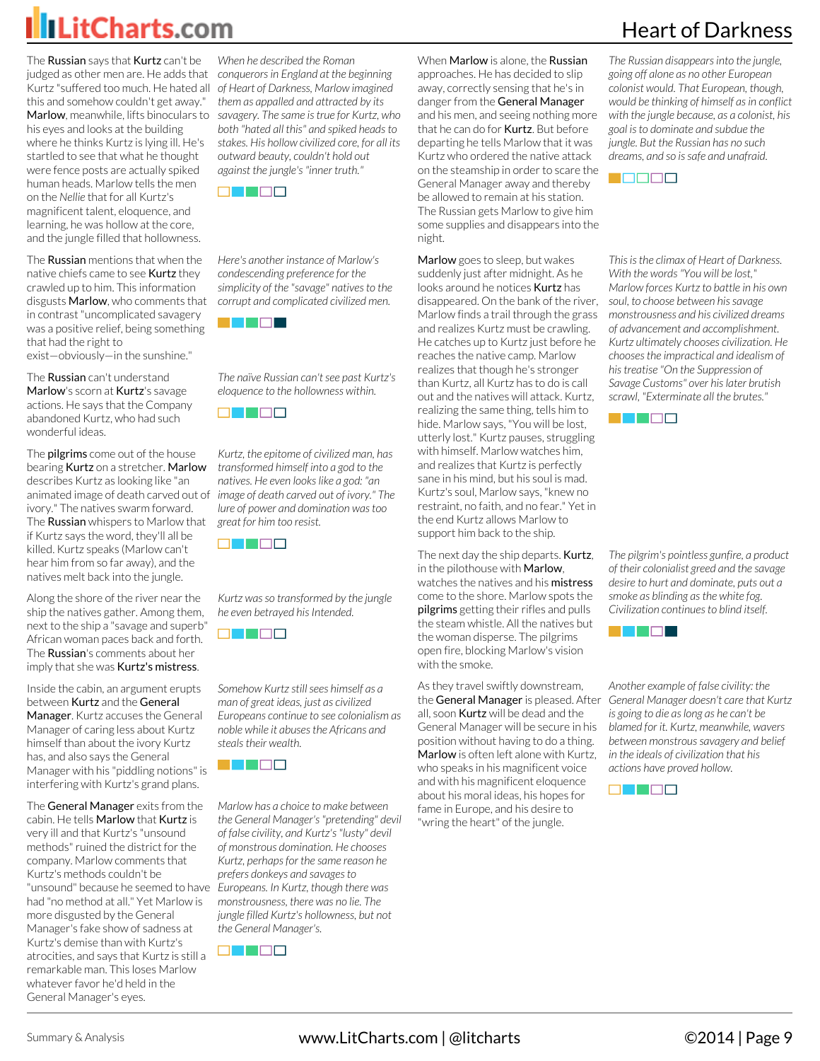The **Russian** says that **Kurtz** can't be judged as other men are. He adds that Kurtz "suffered too much. He hated all this and somehow couldn't get away." **Marlow**, meanwhile, lifts binoculars to his eyes and looks at the building where he thinks Kurtz is lying ill. He's startled to see that what he thought were fence posts are actually spiked human heads. Marlow tells the men on the *Nellie* that for all Kurtz's magnificent talent, eloquence, and learning, he was hollow at the core, and the jungle filled that hollowness.

*When he described the Roman conquerors in England at the beginning of Heart of Darkness, Marlow imagined them as appalled and attracted by its savagery. The same is true for Kurtz, who both "hated all this" and spiked heads to stakes. His hollow civilized core, for all its outward beauty, couldn't hold out against the jungle's "inner truth."*

The **Russian** mentions that when the native chiefs came to see **Kurtz** they crawled up to him. This information disgusts **Marlow**, who comments that in contrast "uncomplicated savagery was a positive relief, being something that had the right to exist—obviously—in the sunshine."

*Here's another instance of Marlow's condescending preference for the simplicity of the "savage" natives to the corrupt and complicated civilized men.*

The **Russian** can't understand **Marlow**'s scorn at **Kurtz**'s savage actions. He says that the Company abandoned Kurtz, who had such wonderful ideas.

*The naïve Russian can't see past Kurtz's eloquence to the hollowness within.*

The **pilgrims** come out of the house bearing **Kurtz** on a stretcher. **Marlow** describes Kurtz as looking like "an animated image of death carved out of ivory." The natives swarm forward. The **Russian** whispers to Marlow that if Kurtz says the word, they'll all be killed. Kurtz speaks (Marlow can't hear him from so far away), and the natives melt back into the jungle.

*Kurtz, the epitome of civilized man, has transformed himself into a god to the natives. He even looks like a god: "an image of death carved out of ivory." The lure of power and domination was too great for him too resist.*

Along the shore of the river near the ship the natives gather. Among them, next to the ship a "savage and superb" African woman paces back and forth. The **Russian**'s comments about her imply that she was **Kurtz's mistress**.

*Kurtz was so transformed by the jungle he even betrayed his Intended.*

Inside the cabin, an argument erupts between **Kurtz** and the **General Manager**. Kurtz accuses the General Manager of caring less about Kurtz himself than about the ivory Kurtz has, and also says the General Manager with his "piddling notions" is interfering with Kurtz's grand plans.

*Somehow Kurtz still sees himself as a man of great ideas, just as civilized Europeans continue to see colonialism as noble while it abuses the Africans and steals their wealth.*

The **General Manager** exits from the cabin. He tells **Marlow** that **Kurtz** is very ill and that Kurtz's "unsound methods" ruined the district for the company. Marlow comments that Kurtz's methods couldn't be "unsound" because he seemed to have had "no method at all." Yet Marlow is more disgusted by the General Manager's fake show of sadness at Kurtz's demise than with Kurtz's atrocities, and says that Kurtz is still a remarkable man. This loses Marlow whatever favor he'd held in the General Manager's eyes.

*Marlow has a choice to make between the General Manager's "pretending" devil of false civility, and Kurtz's "lusty" devil of monstrous domination. He chooses Kurtz, perhaps for the same reason he prefers donkeys and savages to Europeans. In Kurtz, though there was monstrousness, there was no lie. The jungle filled Kurtz's hollowness, but not the General Manager's.*

When **Marlow** is alone, the **Russian** approaches. He has decided to slip away, correctly sensing that he's in danger from the **General Manager** and his men, and seeing nothing more that he can do for **Kurtz**. But before departing he tells Marlow that it was Kurtz who ordered the native attack on the steamship in order to scare the General Manager away and thereby be allowed to remain at his station. The Russian gets Marlow to give him some supplies and disappears into the night.

*The Russian disappears into the jungle, going off alone as no other European colonist would. That European, though, would be thinking of himself as in conflict with the jungle because, as a colonist, his goal is to dominate and subdue the jungle. But the Russian has no such dreams, and so is safe and unafraid.*

**Marlow** goes to sleep, but wakes suddenly just after midnight. As he looks around he notices **Kurtz** has disappeared. On the bank of the river, Marlow finds a trail through the grass and realizes Kurtz must be crawling. He catches up to Kurtz just before he reaches the native camp. Marlow realizes that though he's stronger than Kurtz, all Kurtz has to do is call out and the natives will attack. Kurtz, realizing the same thing, tells him to hide. Marlow says, "You will be lost, utterly lost." Kurtz pauses, struggling with himself. Marlow watches him, and realizes that Kurtz is perfectly sane in his mind, but his soul is mad. Kurtz's soul, Marlow says, "knew no restraint, no faith, and no fear." Yet in the end Kurtz allows Marlow to support him back to the ship.

*This is the climax of Heart of Darkness. With the words "You will be lost," Marlow forces Kurtz to battle in his own soul, to choose between his savage monstrousness and his civilized dreams of advancement and accomplishment. Kurtz ultimately chooses civilization. He chooses the impractical and idealism of his treatise "On the Suppression of Savage Customs" over his later brutish scrawl, "Exterminate all the brutes."*

The next day the ship departs. **Kurtz**, in the pilothouse with **Marlow**, watches the natives and his **mistress** come to the shore. Marlow spots the **pilgrims** getting their rifles and pulls the steam whistle. All the natives but the woman disperse. The pilgrims open fire, blocking Marlow's vision with the smoke.

*The pilgrim's pointless gunfire, a product of their colonialist greed and the savage desire to hurt and dominate, puts out a smoke as blinding as the white fog. Civilization continues to blind itself.*

As they travel swiftly downstream, the **General Manager** is pleased. After all, soon **Kurtz** will be dead and the General Manager will be secure in his position without having to do a thing. **Marlow** is often left alone with Kurtz, who speaks in his magnificent voice and with his magnificent eloquence about his moral ideas, his hopes for fame in Europe, and his desire to "wring the heart" of the jungle.

*Another example of false civility: the General Manager doesn't care that Kurtz is going to die as long as he can't be blamed for it. Kurtz, meanwhile, wavers between monstrous savagery and belief in the ideals of civilization that his actions have proved hollow.*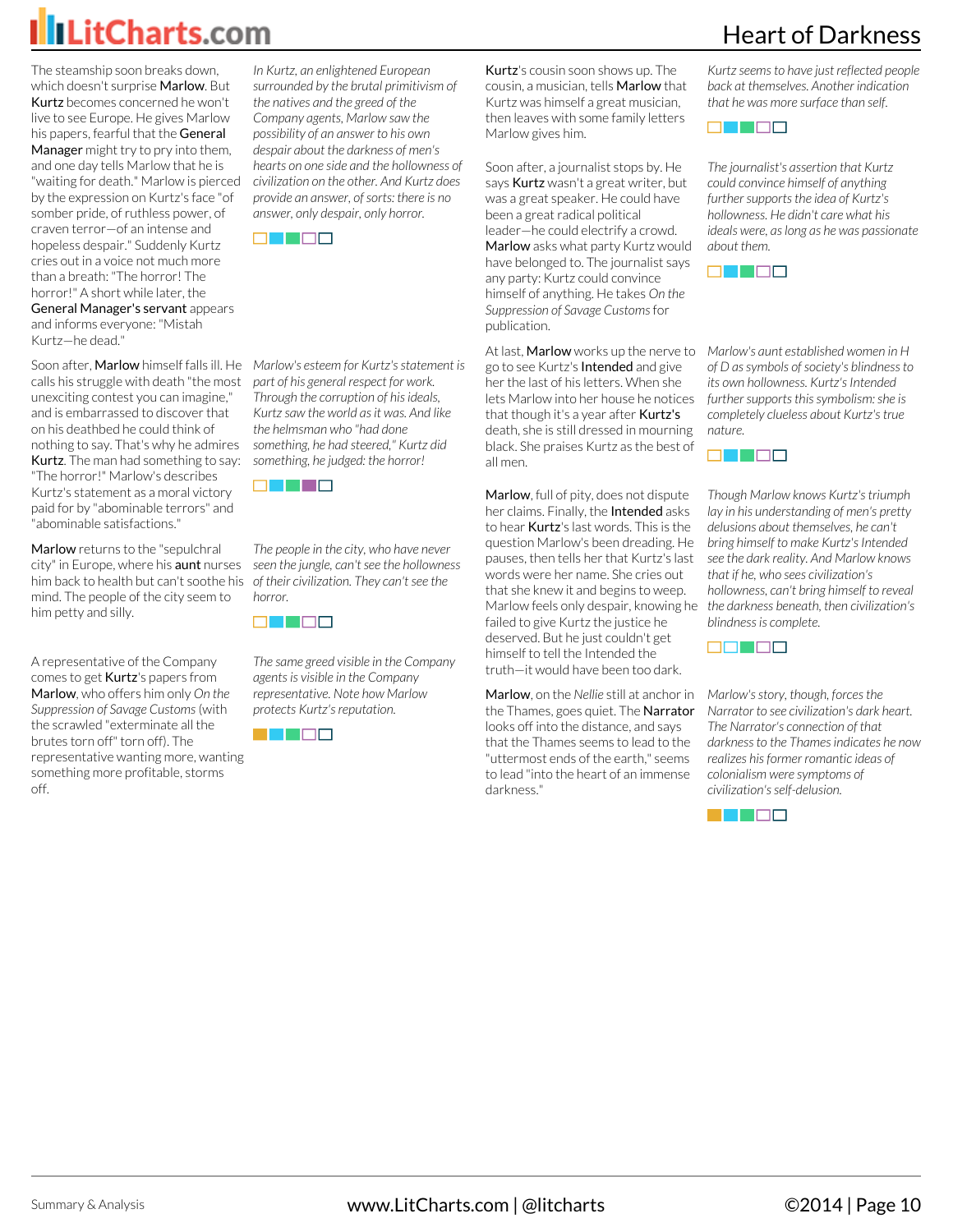The steamship soon breaks down, which doesn't surprise **Marlow**. But **Kurtz** becomes concerned he won't live to see Europe. He gives Marlow his papers, fearful that the **General Manager** might try to pry into them, and one day tells Marlow that he is "waiting for death." Marlow is pierced by the expression on Kurtz's face "of somber pride, of ruthless power, of craven terror—of an intense and hopeless despair." Suddenly Kurtz cries out in a voice not much more than a breath: "The horror! The horror!" A short while later, the **General Manager's servant** appears and informs everyone: "Mistah Kurtz—he dead."

*In Kurtz, an enlightened European surrounded by the brutal primitivism of the natives and the greed of the Company agents, Marlow saw the possibility of an answer to his own despair about the darkness of men's hearts on one side and the hollowness of civilization on the other. And Kurtz does provide an answer, of sorts: there is no answer, only despair, only horror.*

Soon after, **Marlow** himself falls ill. He calls his struggle with death "the most unexciting contest you can imagine," and is embarrassed to discover that on his deathbed he could think of nothing to say. That's why he admires **Kurtz**. The man had something to say: "The horror!" Marlow's describes Kurtz's statement as a moral victory paid for by "abominable terrors" and "abominable satisfactions."

*Marlow's esteem for Kurtz's statement is part of his general respect for work. Through the corruption of his ideals, Kurtz saw the world as it was. And like the helmsman who "had done something, he had steered," Kurtz did something, he judged: the horror!*

**Marlow** returns to the "sepulchral city" in Europe, where his **aunt** nurses him back to health but can't soothe his mind. The people of the city seem to him petty and silly.

*The people in the city, who have never seen the jungle, can't see the hollowness of their civilization. They can't see the horror.*

A representative of the Company comes to get **Kurtz**'s papers from **Marlow**, who offers him only *On the Suppression of Savage Customs* (with the scrawled "exterminate all the brutes torn off" torn off). The representative wanting more, wanting something more profitable, storms off.

*The same greed visible in the Company agents is visible in the Company representative. Note how Marlow protects Kurtz's reputation.*

**Kurtz**'s cousin soon shows up. The cousin, a musician, tells **Marlow** that Kurtz was himself a great musician, then leaves with some family letters Marlow gives him.

*Kurtz seems to have just reflected people back at themselves. Another indication that he was more surface than self.*

Soon after, a journalist stops by. He says **Kurtz** wasn't a great writer, but was a great speaker. He could have been a great radical political leader—he could electrify a crowd. **Marlow** asks what party Kurtz would have belonged to. The journalist says any party: Kurtz could convince himself of anything. He takes *On the Suppression of Savage Customs* for publication.

*The journalist's assertion that Kurtz could convince himself of anything further supports the idea of Kurtz's hollowness. He didn't care what his ideals were, as long as he was passionate about them.*

At last, **Marlow** works up the nerve to go to see Kurtz's **Intended** and give her the last of his letters. When she lets Marlow into her house he notices that though it's a year after **Kurtz's** death, she is still dressed in mourning black. She praises Kurtz as the best of all men.

*Marlow's aunt established women in H of D as symbols of society's blindness to its own hollowness. Kurtz's Intended further supports this symbolism: she is completely clueless about Kurtz's true nature.*

**Marlow**, full of pity, does not dispute her claims. Finally, the **Intended** asks to hear **Kurtz**'s last words. This is the question Marlow's been dreading. He pauses, then tells her that Kurtz's last words were her name. She cries out that she knew it and begins to weep. Marlow feels only despair, knowing he failed to give Kurtz the justice he deserved. But he just couldn't get himself to tell the Intended the truth—it would have been too dark.

*Though Marlow knows Kurtz's triumph lay in his understanding of men's pretty delusions about themselves, he can't bring himself to make Kurtz's Intended see the dark reality. And Marlow knows that if he, who sees civilization's hollowness, can't bring himself to reveal the darkness beneath, then civilization's blindness is complete.*

**Marlow**, on the *Nellie* still at anchor in the Thames, goes quiet. The **Narrator** looks off into the distance, and says that the Thames seems to lead to the "uttermost ends of the earth," seems to lead "into the heart of an immense darkness."

*Marlow's story, though, forces the Narrator to see civilization's dark heart. The Narrator's connection of that darkness to the Thames indicates he now realizes his former romantic ideas of colonialism were symptoms of civilization's self-delusion.*